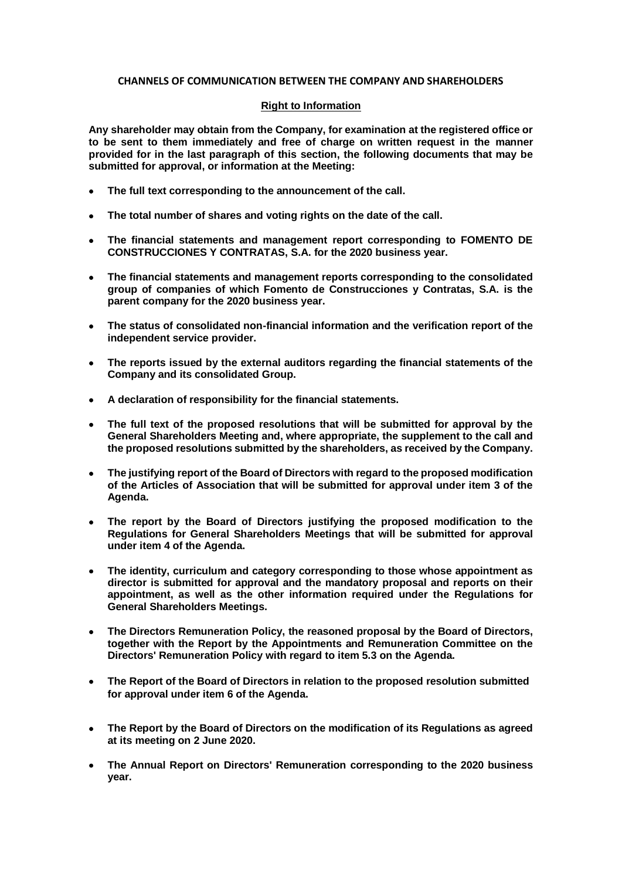## CHANNELS OF COMMUNICATION BETWEEN THE COMPANY AND SHAREHOLDERS

### Right to Information

**Any shareholder may obtain from the Company, for examination at the registered office or to be sent to them immediately and free of charge on written request in the manner provided for in the last paragraph of this section, the following documents that may be submitted for approval, or information at the Meeting:**

- **The full text corresponding to the announcement of the call.**
- **The total number of shares and voting rights on the date of the call.**
- **The financial statements and management report corresponding to FOMENTO DE CONSTRUCCIONES Y CONTRATAS, S.A. for the 2020 business year.**
- **The financial statements and management reports corresponding to the consolidated group of companies of which Fomento de Construcciones y Contratas, S.A. is the parent company for the 2020 business year.**
- **The status of consolidated non-financial information and the verification report of the independent service provider.**
- **The reports issued by the external auditors regarding the financial statements of the Company and its consolidated Group.**
- **A declaration of responsibility for the financial statements.**
- **The full text of the proposed resolutions that will be submitted for approval by the General Shareholders Meeting and, where appropriate, the supplement to the call and the proposed resolutions submitted by the shareholders, as received by the Company.**
- **The justifying report of the Board of Directors with regard to the proposed modification of the Articles of Association that will be submitted for approval under item 3 of the Agenda.**
- **The report by the Board of Directors justifying the proposed modification to the Regulations for General Shareholders Meetings that will be submitted for approval under item 4 of the Agenda.**
- **The identity, curriculum and category corresponding to those whose appointment as director is submitted for approval and the mandatory proposal and reports on their appointment, as well as the other information required under the Regulations for General Shareholders Meetings.**
- **The Directors Remuneration Policy, the reasoned proposal by the Board of Directors, together with the Report by the Appointments and Remuneration Committee on the Directors' Remuneration Policy with regard to item 5.3 on the Agenda.**
- **The Report of the Board of Directors in relation to the proposed resolution submitted for approval under item 6 of the Agenda.**
- **The Report by the Board of Directors on the modification of its Regulations as agreed at its meeting on 2 June 2020.**
- **The Annual Report on Directors' Remuneration corresponding to the 2020 business year.**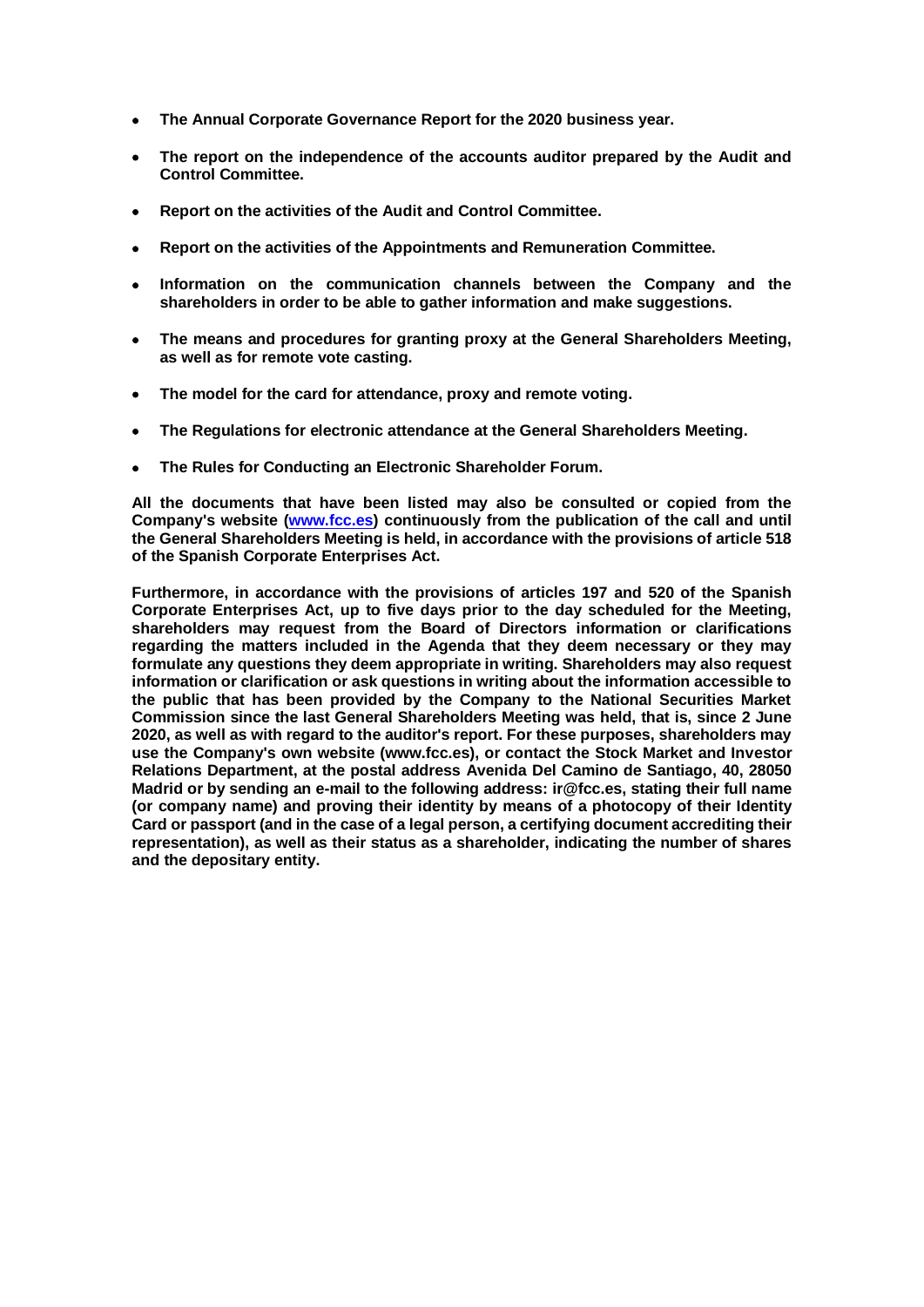- **The Annual Corporate Governance Report for the 2020 business year.**
- **The report on the independence of the accounts auditor prepared by the Audit and Control Committee.**
- **Report on the activities of the Audit and Control Committee.**
- **Report on the activities of the Appointments and Remuneration Committee.**
- **Information on the communication channels between the Company and the shareholders in order to be able to gather information and make suggestions.**
- **The means and procedures for granting proxy at the General Shareholders Meeting, as well as for remote vote casting.**
- **The model for the card for attendance, proxy and remote voting.**
- **The Regulations for electronic attendance at the General Shareholders Meeting.**
- **The Rules for Conducting an Electronic Shareholder Forum.**

**All the documents that have been listed may also be consulted or copied from the Company's website ([www.fcc.es](www.fcc.es)) continuously from the publication of the call and until the General Shareholders Meeting is held, in accordance with the provisions of article 518 of the Spanish Corporate Enterprises Act.**

**Furthermore, in accordance with the provisions of articles 197 and 520 of the Spanish Corporate Enterprises Act, up to five days prior to the day scheduled for the Meeting, shareholders may request from the Board of Directors information or clarifications regarding the matters included in the Agenda that they deem necessary or they may formulate any questions they deem appropriate in writing. Shareholders may also request information or clarification or ask questions in writing about the information accessible to the public that has been provided by the Company to the National Securities Market Commission since the last General Shareholders Meeting was held, that is, since 2 June 2020, as well as with regard to the auditor's report. For these purposes, shareholders may use the Company's own website (www.fcc.es), or contact the Stock Market and Investor Relations Department, at the postal address Avenida Del Camino de Santiago, 40, 28050 Madrid or by sending an e-mail to the following address: ir@fcc.es, stating their full name (or company name) and proving their identity by means of a photocopy of their Identity Card or passport (and in the case of a legal person, a certifying document accrediting their representation), as well as their status as a shareholder, indicating the number of shares and the depositary entity.**